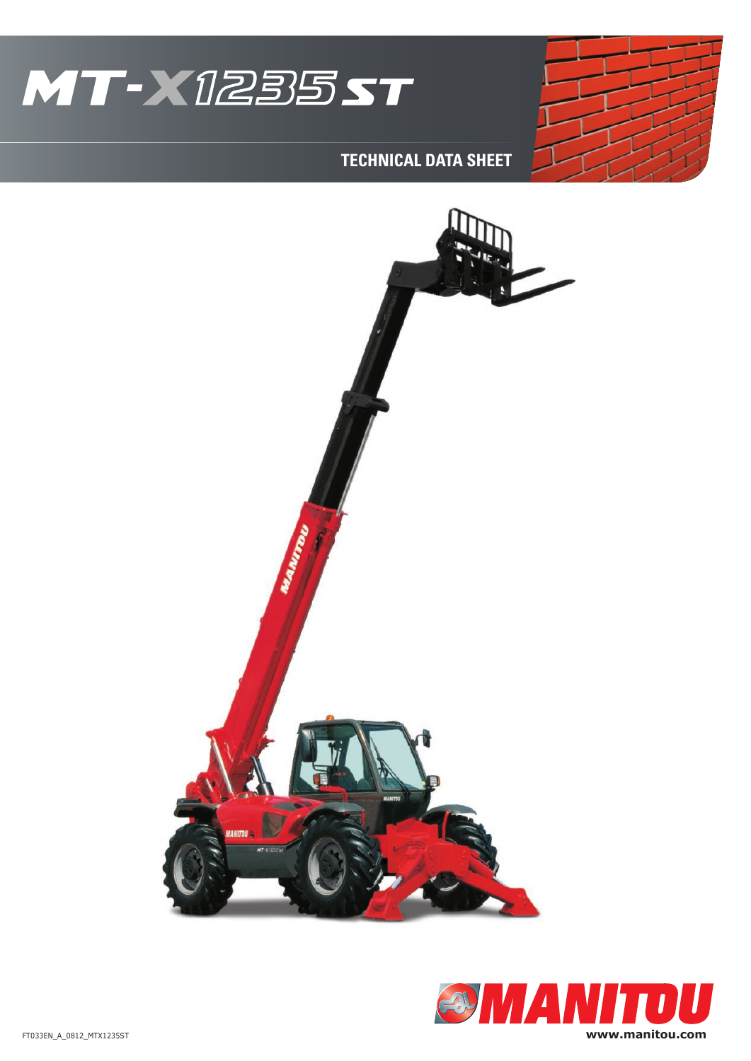# MT-X1235 ST

## TECHNICAL DATA SHEET

MANITOU

www.manitou.com

FT033EN_A_0812_MTX1235ST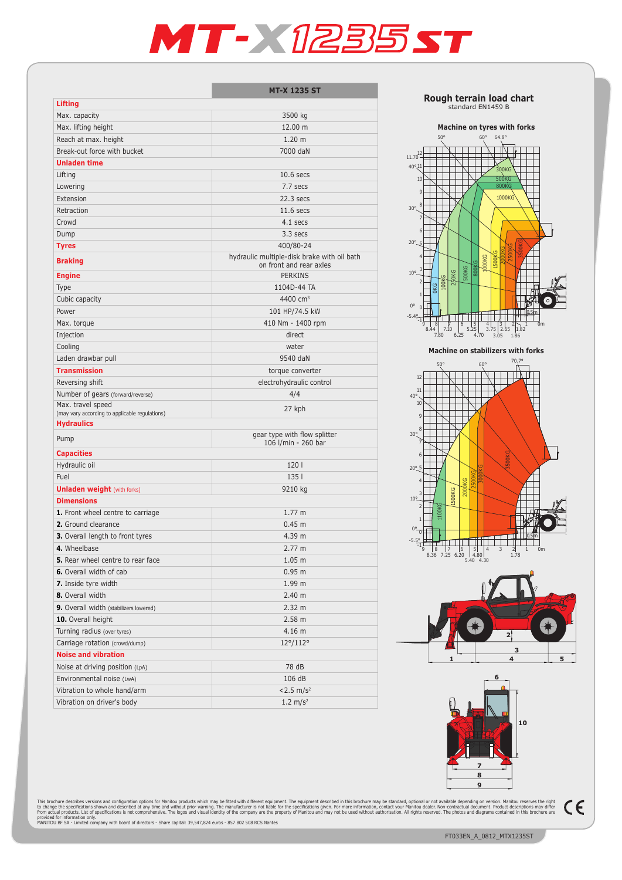# MT-X 1235 ST

| | MT-X 1235 ST |
|---|---|
| **Lifting** | |
| Max. capacity | 3500 kg |
| Max. lifting height | 12.00 m |
| Reach at max. height | 1.20 m |
| Break-out force with bucket | 7000 daN |
| **Unladen time** | |
| Lifting | 10.6 secs |
| Lowering | 7.7 secs |
| Extension | 22.3 secs |
| Retraction | 11.6 secs |
| Crowd | 4.1 secs |
| Dump | 3.3 secs |
| **Tyres** | 400/80-24 |
| **Braking** | hydraulic multiple-disk brake with oil bath on front and rear axles |
| **Engine** | PERKINS |
| Type | 1104D-44 TA |
| Cubic capacity | 4400 cm³ |
| Power | 101 HP/74.5 kW |
| Max. torque | 410 Nm - 1400 rpm |
| Injection | direct |
| Cooling | water |
| Laden drawbar pull | 9540 daN |
| **Transmission** | torque converter |
| Reversing shift | electrohydraulic control |
| Number of gears (forward/reverse) | 4/4 |
| Max. travel speed (may vary according to applicable regulations) | 27 kph |
| **Hydraulics** | |
| Pump | gear type with flow splitter 106 l/min - 260 bar |
| **Capacities** | |
| Hydraulic oil | 120 l |
| Fuel | 135 l |
| **Unladen weight** (with forks) | 9210 kg |
| **Dimensions** | |
| **1.** Front wheel centre to carriage | 1.77 m |
| **2.** Ground clearance | 0.45 m |
| **3.** Overall length to front tyres | 4.39 m |
| **4.** Wheelbase | 2.77 m |
| **5.** Rear wheel centre to rear face | 1.05 m |
| **6.** Overall width of cab | 0.95 m |
| **7.** Inside tyre width | 1.99 m |
| **8.** Overall width | 2.40 m |
| **9.** Overall width (stabilizers lowered) | 2.32 m |
| **10.** Overall height | 2.58 m |
| Turning radius (over tyres) | 4.16 m |
| Carriage rotation (crowd/dump) | 12°/112° |
| **Noise and vibration** | |
| Noise at driving position (LpA) | 78 dB |
| Environmental noise (LwA) | 106 dB |
| Vibration to whole hand/arm | <2.5 m/s² |
| Vibration on driver's body | 1.2 m/s² |

## Rough terrain load chart

standard EN1459 B

### Machine on tyres with forks

50° 60° 64.8°
11.70 12
40° 11 10 9 8
30° 7 6
20° 5 4 3
10° 2 1 0
0° -1
-5.4°
300KG 500KG 800KG 1000KG
0KG 100KG 250KG 500KG 800KG 1000KG 1500KG 2000KG 2500KG 3500KG
0.5m
9 8 7 6 5 4 3 2 1 0m
8.44 7.10 5.25 3.75 2.65 1.82
7.80 6.25 4.70 3.05 1.86

### Machine on stabilizers with forks

50° 60° 70.7°
12 11
40° 10 9 8
30° 7 6
20° 5 4 3
10° 2 1
0° 0
-5.5° -1
1100KG 1500KG 2000KG 2500KG 3000KG 3500KG
0.5m
9 8 7 6 5 4 3 2 1 0m
8.36 7.25 6.20 4.80 1.78
5.40 4.30

1 2 3 4 5
6 7 8 9 10

This brochure describes versions and configuration options for Manitou products which may be fitted with different equipment. The equipment described in this brochure may be standard, optional or not available depending on version. Manitou reserves the right to change the specifications shown and described at any time and without prior warning. The manufacturer is not liable for the specifications given. For more information, contact your Manitou dealer. Non-contractual document. Product descriptions may differ from actual products. List of specifications is not comprehensive. The logos and visual identity of the company are the property of Manitou and may not be used without authorisation. All rights reserved. The photos and diagrams contained in this brochure are provided for information only.
MANITOU BF SA - Limited company with board of directors - Share capital: 39,547,824 euros - 857 802 508 RCS Nantes

CE

FT033EN_A_0812_MTX1235ST